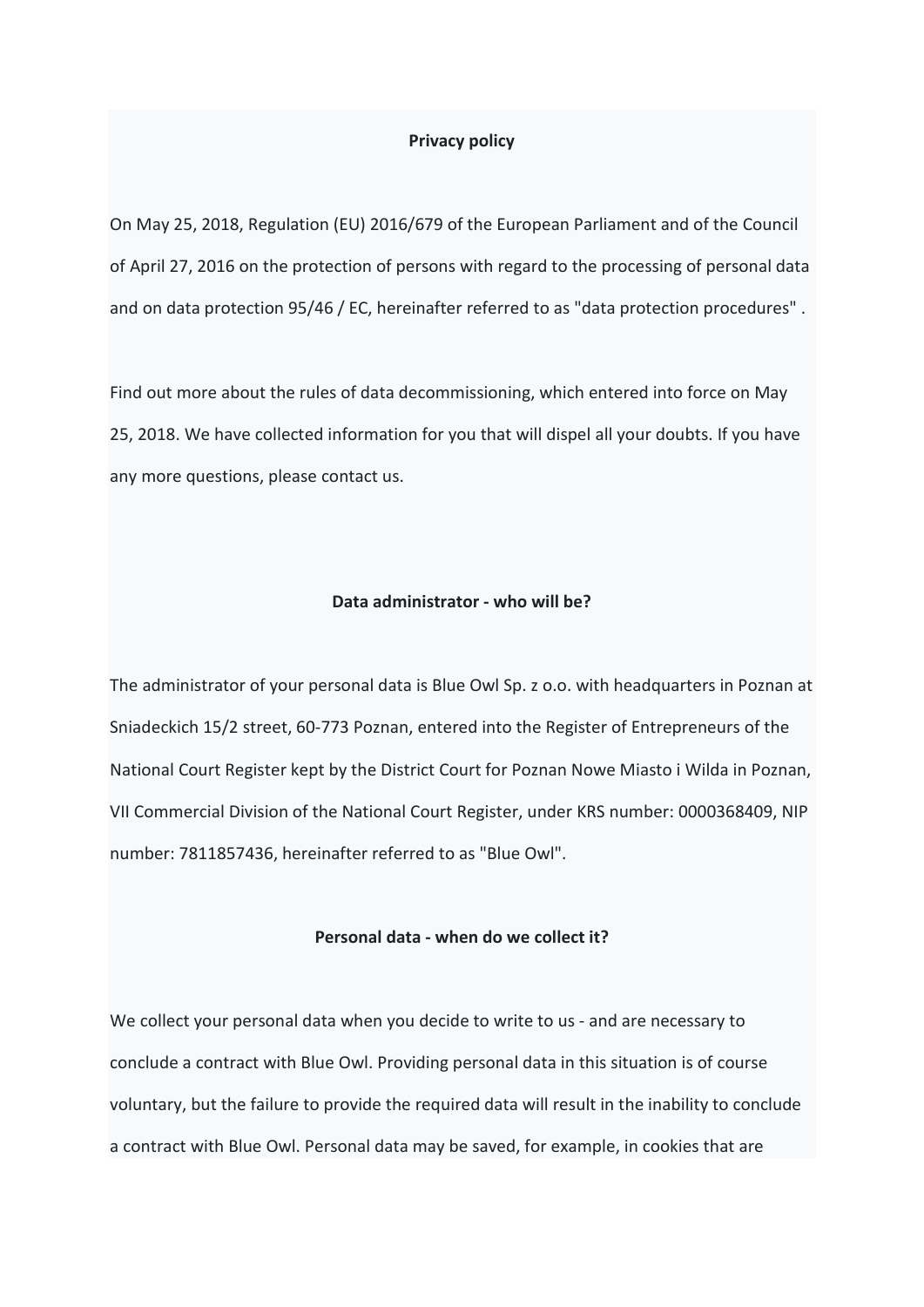**Privacy policy**

On May 25, 2018, Regulation (EU) 2016/679 of the European Parliament and of the Council of April 27, 2016 on the protection of persons with regard to the processing of personal data and on data protection 95/46 / EC, hereinafter referred to as "data protection procedures" .

Find out more about the rules of data decommissioning, which entered into force on May 25, 2018. We have collected information for you that will dispel all your doubts. If you have any more questions, please contact us.

**Data administrator - who will be?**

The administrator of your personal data is Blue Owl Sp. z o.o. with headquarters in Poznan at Sniadeckich 15/2 street, 60-773 Poznan, entered into the Register of Entrepreneurs of the National Court Register kept by the District Court for Poznan Nowe Miasto i Wilda in Poznan, VII Commercial Division of the National Court Register, under KRS number: 0000368409, NIP number: 7811857436, hereinafter referred to as "Blue Owl".

**Personal data - when do we collect it?**

We collect your personal data when you decide to write to us - and are necessary to conclude a contract with Blue Owl. Providing personal data in this situation is of course voluntary, but the failure to provide the required data will result in the inability to conclude a contract with Blue Owl. Personal data may be saved, for example, in cookies that are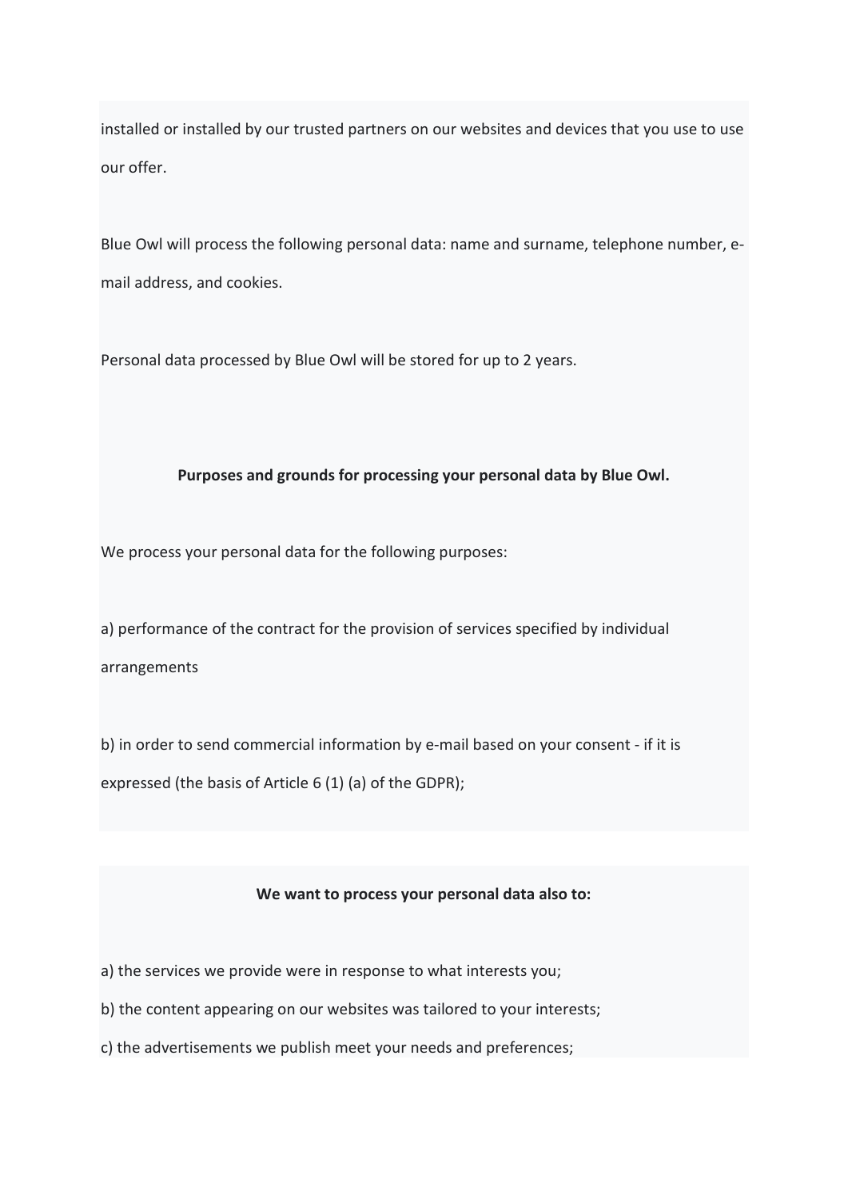installed or installed by our trusted partners on our websites and devices that you use to use our offer.

Blue Owl will process the following personal data: name and surname, telephone number, e-mail address, and cookies.

Personal data processed by Blue Owl will be stored for up to 2 years.

**Purposes and grounds for processing your personal data by Blue Owl.**

We process your personal data for the following purposes:

a) performance of the contract for the provision of services specified by individual arrangements

b) in order to send commercial information by e-mail based on your consent - if it is expressed (the basis of Article 6 (1) (a) of the GDPR);

**We want to process your personal data also to:**

a) the services we provide were in response to what interests you;

b) the content appearing on our websites was tailored to your interests;

c) the advertisements we publish meet your needs and preferences;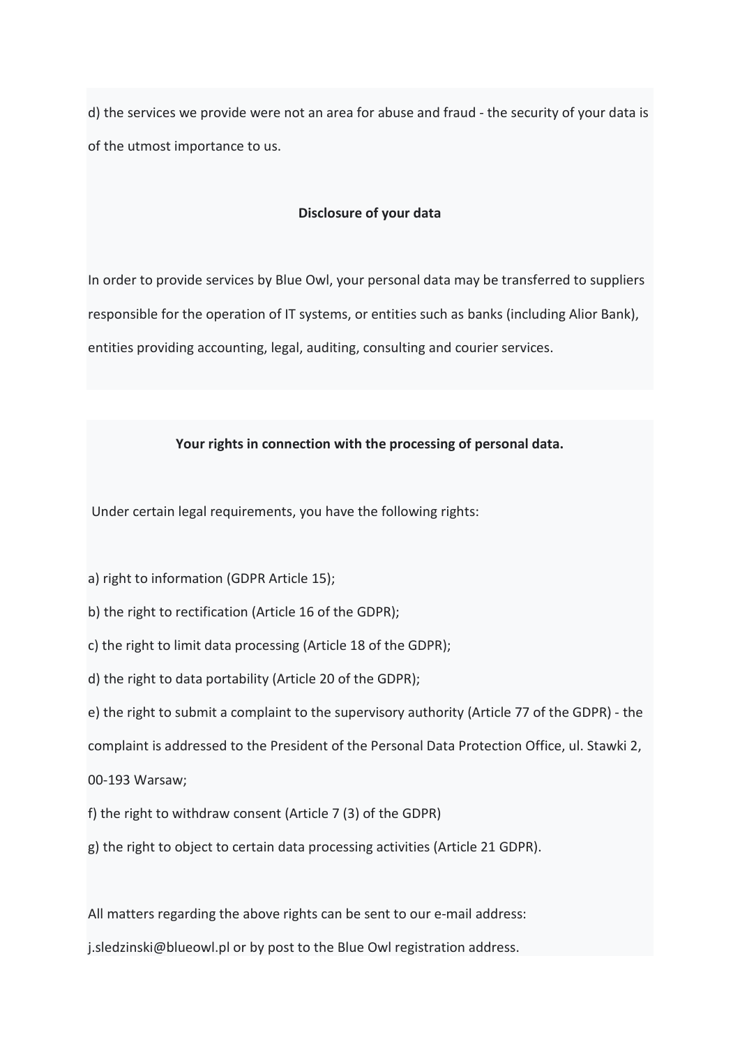d) the services we provide were not an area for abuse and fraud - the security of your data is of the utmost importance to us.

**Disclosure of your data**

In order to provide services by Blue Owl, your personal data may be transferred to suppliers responsible for the operation of IT systems, or entities such as banks (including Alior Bank), entities providing accounting, legal, auditing, consulting and courier services.

**Your rights in connection with the processing of personal data.**

Under certain legal requirements, you have the following rights:

a) right to information (GDPR Article 15);

b) the right to rectification (Article 16 of the GDPR);

c) the right to limit data processing (Article 18 of the GDPR);

d) the right to data portability (Article 20 of the GDPR);

e) the right to submit a complaint to the supervisory authority (Article 77 of the GDPR) - the complaint is addressed to the President of the Personal Data Protection Office, ul. Stawki 2, 00-193 Warsaw;

f) the right to withdraw consent (Article 7 (3) of the GDPR)

g) the right to object to certain data processing activities (Article 21 GDPR).

All matters regarding the above rights can be sent to our e-mail address: j.sledzinski@blueowl.pl or by post to the Blue Owl registration address.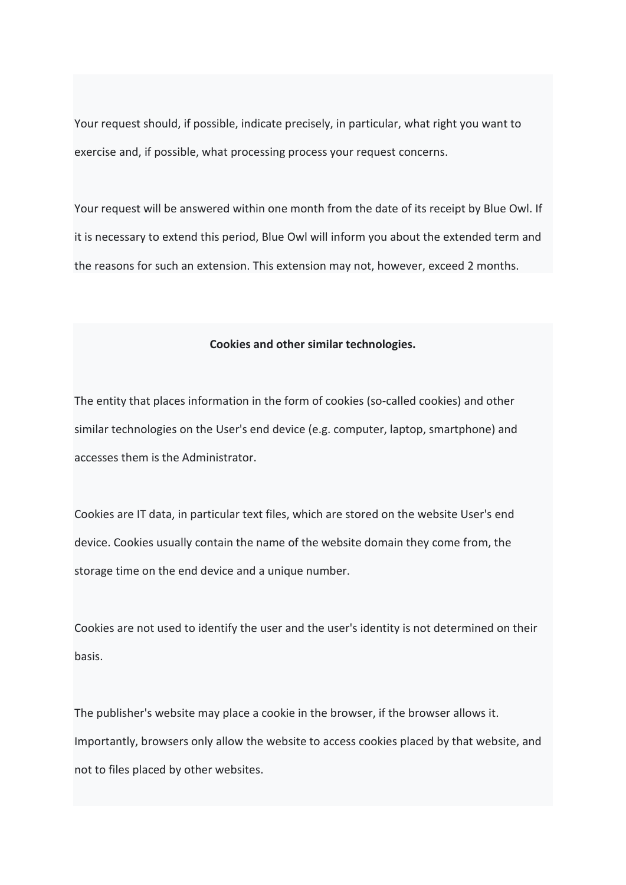Your request should, if possible, indicate precisely, in particular, what right you want to exercise and, if possible, what processing process your request concerns.

Your request will be answered within one month from the date of its receipt by Blue Owl. If it is necessary to extend this period, Blue Owl will inform you about the extended term and the reasons for such an extension. This extension may not, however, exceed 2 months.

**Cookies and other similar technologies.**

The entity that places information in the form of cookies (so-called cookies) and other similar technologies on the User's end device (e.g. computer, laptop, smartphone) and accesses them is the Administrator.

Cookies are IT data, in particular text files, which are stored on the website User's end device. Cookies usually contain the name of the website domain they come from, the storage time on the end device and a unique number.

Cookies are not used to identify the user and the user's identity is not determined on their basis.

The publisher's website may place a cookie in the browser, if the browser allows it. Importantly, browsers only allow the website to access cookies placed by that website, and not to files placed by other websites.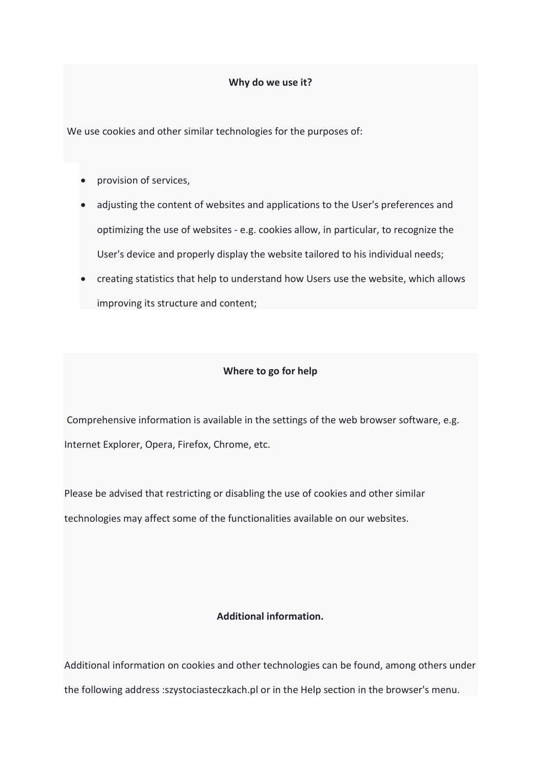**Why do we use it?**

We use cookies and other similar technologies for the purposes of:

- provision of services,
- adjusting the content of websites and applications to the User's preferences and optimizing the use of websites - e.g. cookies allow, in particular, to recognize the User's device and properly display the website tailored to his individual needs;
- creating statistics that help to understand how Users use the website, which allows improving its structure and content;

**Where to go for help**

Comprehensive information is available in the settings of the web browser software, e.g. Internet Explorer, Opera, Firefox, Chrome, etc.

Please be advised that restricting or disabling the use of cookies and other similar technologies may affect some of the functionalities available on our websites.

**Additional information.**

Additional information on cookies and other technologies can be found, among others under the following address :szystociasteczkach.pl or in the Help section in the browser's menu.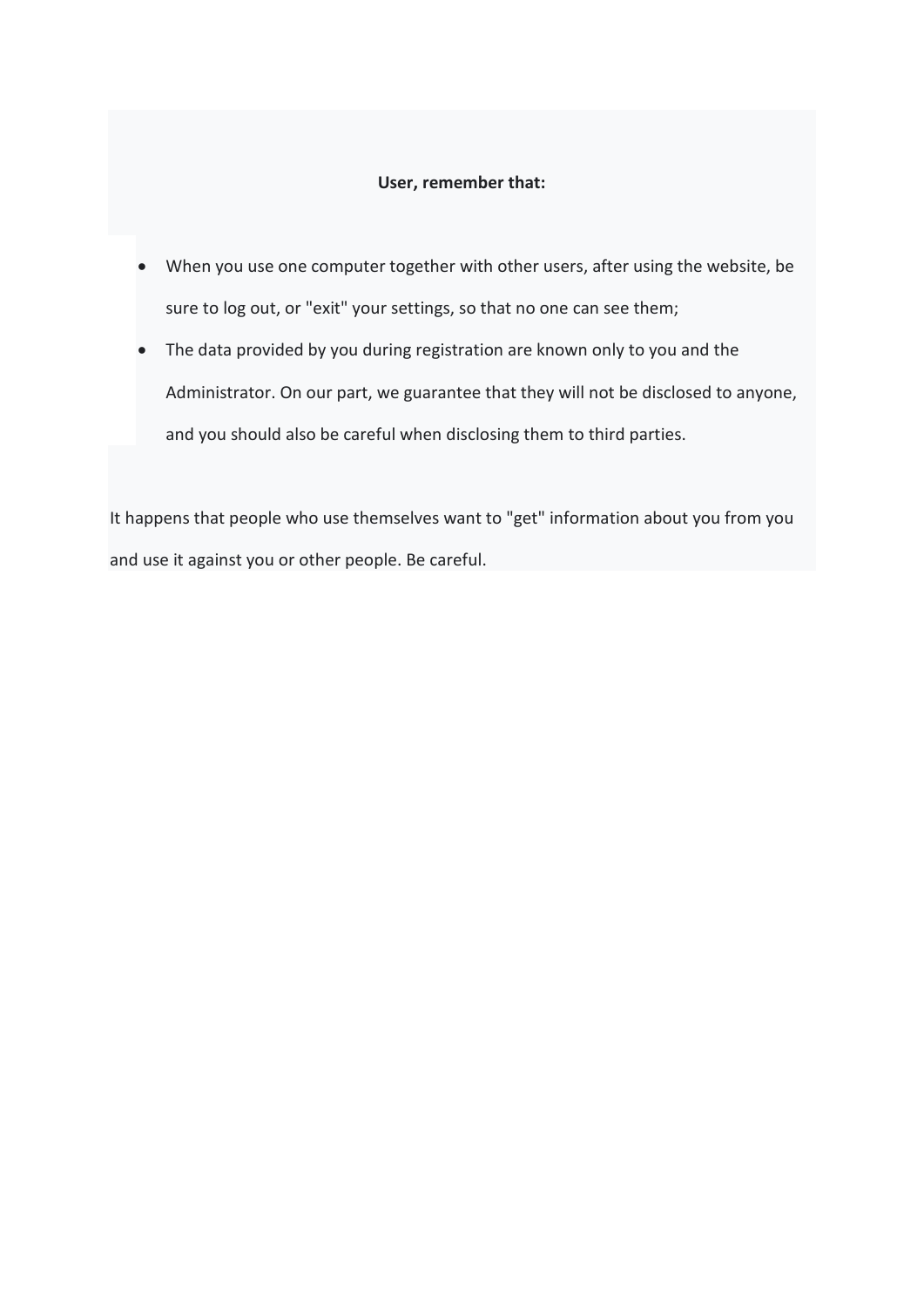**User, remember that:**

- When you use one computer together with other users, after using the website, be sure to log out, or "exit" your settings, so that no one can see them;
- The data provided by you during registration are known only to you and the Administrator. On our part, we guarantee that they will not be disclosed to anyone, and you should also be careful when disclosing them to third parties.

It happens that people who use themselves want to "get" information about you from you and use it against you or other people. Be careful.